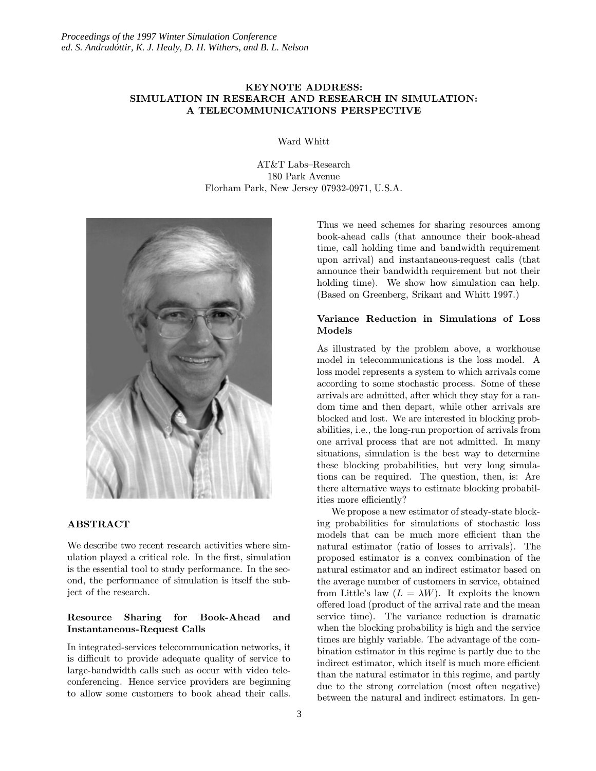*Proceedings of the 1997 Winter Simulation Conference*
*ed. S. Andradóttir, K. J. Healy, D. H. Withers, and B. L. Nelson*

# KEYNOTE ADDRESS: SIMULATION IN RESEARCH AND RESEARCH IN SIMULATION: A TELECOMMUNICATIONS PERSPECTIVE

Ward Whitt

AT&T Labs–Research
180 Park Avenue
Florham Park, New Jersey 07932-0971, U.S.A.

## ABSTRACT

We describe two recent research activities where simulation played a critical role. In the first, simulation is the essential tool to study performance. In the second, the performance of simulation is itself the subject of the research.

### Resource Sharing for Book-Ahead and Instantaneous-Request Calls

In integrated-services telecommunication networks, it is difficult to provide adequate quality of service to large-bandwidth calls such as occur with video teleconferencing. Hence service providers are beginning to allow some customers to book ahead their calls. Thus we need schemes for sharing resources among book-ahead calls (that announce their book-ahead time, call holding time and bandwidth requirement upon arrival) and instantaneous-request calls (that announce their bandwidth requirement but not their holding time). We show how simulation can help. (Based on Greenberg, Srikant and Whitt 1997.)

### Variance Reduction in Simulations of Loss Models

As illustrated by the problem above, a workhouse model in telecommunications is the loss model. A loss model represents a system to which arrivals come according to some stochastic process. Some of these arrivals are admitted, after which they stay for a random time and then depart, while other arrivals are blocked and lost. We are interested in blocking probabilities, i.e., the long-run proportion of arrivals from one arrival process that are not admitted. In many situations, simulation is the best way to determine these blocking probabilities, but very long simulations can be required. The question, then, is: Are there alternative ways to estimate blocking probabilities more efficiently?

We propose a new estimator of steady-state blocking probabilities for simulations of stochastic loss models that can be much more efficient than the natural estimator (ratio of losses to arrivals). The proposed estimator is a convex combination of the natural estimator and an indirect estimator based on the average number of customers in service, obtained from Little's law ($L = \lambda W$). It exploits the known offered load (product of the arrival rate and the mean service time). The variance reduction is dramatic when the blocking probability is high and the service times are highly variable. The advantage of the combination estimator in this regime is partly due to the indirect estimator, which itself is much more efficient than the natural estimator in this regime, and partly due to the strong correlation (most often negative) between the natural and indirect estimators. In gen-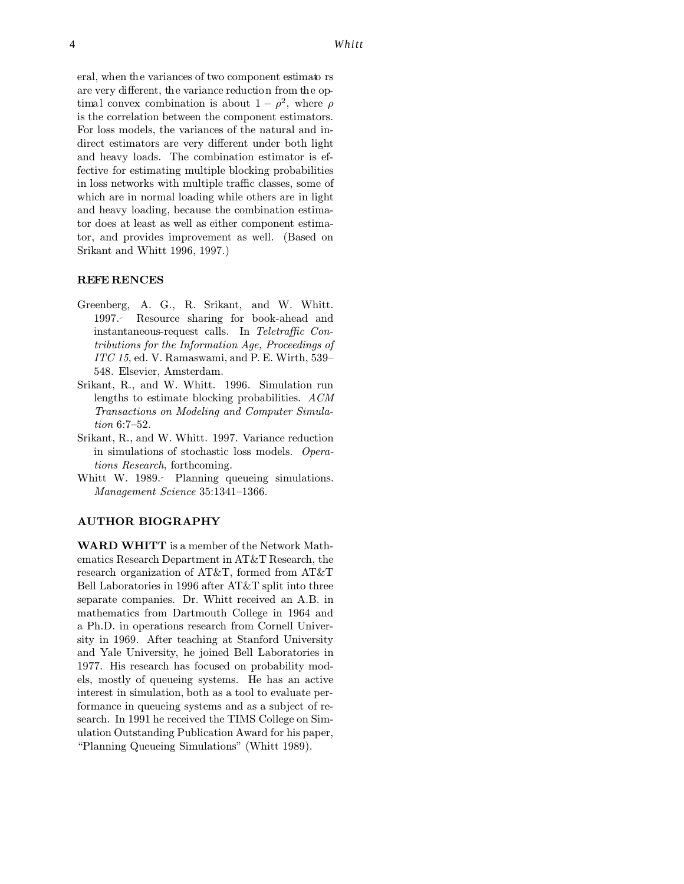eral, when the variances of two component estimators are very different, the variance reduction from the optimal convex combination is about $1 - \rho^2$, where $\rho$ is the correlation between the component estimators. For loss models, the variances of the natural and indirect estimators are very different under both light and heavy loads. The combination estimator is effective for estimating multiple blocking probabilities in loss networks with multiple traffic classes, some of which are in normal loading while others are in light and heavy loading, because the combination estimator does at least as well as either component estimator, and provides improvement as well. (Based on Srikant and Whitt 1996, 1997.)

## REFERENCES

Greenberg, A. G., R. Srikant, and W. Whitt. 1997. Resource sharing for book-ahead and instantaneous-request calls. In *Teletraffic Contributions for the Information Age, Proceedings of ITC 15*, ed. V. Ramaswami, and P. E. Wirth, 539–548. Elsevier, Amsterdam.

Srikant, R., and W. Whitt. 1996. Simulation run lengths to estimate blocking probabilities. *ACM Transactions on Modeling and Computer Simulation* 6:7–52.

Srikant, R., and W. Whitt. 1997. Variance reduction in simulations of stochastic loss models. *Operations Research*, forthcoming.

Whitt W. 1989. Planning queueing simulations. *Management Science* 35:1341–1366.

## AUTHOR BIOGRAPHY

**WARD WHITT** is a member of the Network Mathematics Research Department in AT&T Research, the research organization of AT&T, formed from AT&T Bell Laboratories in 1996 after AT&T split into three separate companies. Dr. Whitt received an A.B. in mathematics from Dartmouth College in 1964 and a Ph.D. in operations research from Cornell University in 1969. After teaching at Stanford University and Yale University, he joined Bell Laboratories in 1977. His research has focused on probability models, mostly of queueing systems. He has an active interest in simulation, both as a tool to evaluate performance in queueing systems and as a subject of research. In 1991 he received the TIMS College on Simulation Outstanding Publication Award for his paper, "Planning Queueing Simulations" (Whitt 1989).